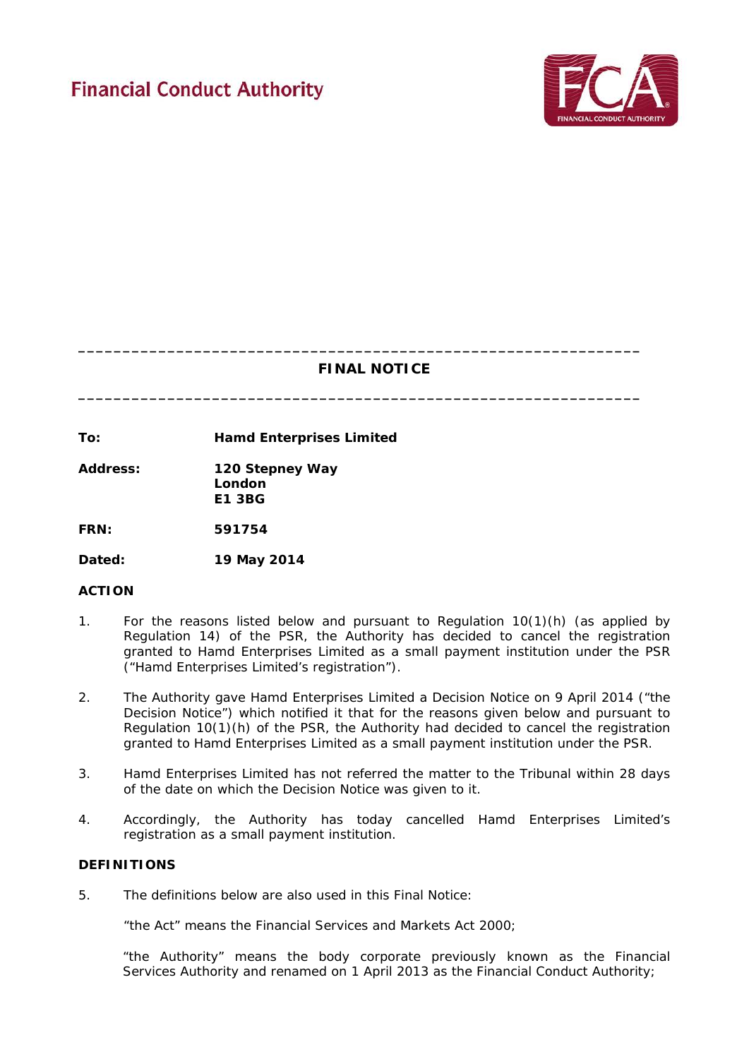Financial Conduct Authority

# FINAL NOTICE

| | |
|---|---|
| **To:** | **Hamd Enterprises Limited** |
| **Address:** | **120 Stepney Way London E1 3BG** |
| **FRN:** | **591754** |
| **Dated:** | **19 May 2014** |

## ACTION

1. For the reasons listed below and pursuant to Regulation 10(1)(h) (as applied by Regulation 14) of the PSR, the Authority has decided to cancel the registration granted to Hamd Enterprises Limited as a small payment institution under the PSR ("Hamd Enterprises Limited's registration").

2. The Authority gave Hamd Enterprises Limited a Decision Notice on 9 April 2014 ("the Decision Notice") which notified it that for the reasons given below and pursuant to Regulation 10(1)(h) of the PSR, the Authority had decided to cancel the registration granted to Hamd Enterprises Limited as a small payment institution under the PSR.

3. Hamd Enterprises Limited has not referred the matter to the Tribunal within 28 days of the date on which the Decision Notice was given to it.

4. Accordingly, the Authority has today cancelled Hamd Enterprises Limited's registration as a small payment institution.

## DEFINITIONS

5. The definitions below are also used in this Final Notice:

   "the Act" means the Financial Services and Markets Act 2000;

   "the Authority" means the body corporate previously known as the Financial Services Authority and renamed on 1 April 2013 as the Financial Conduct Authority;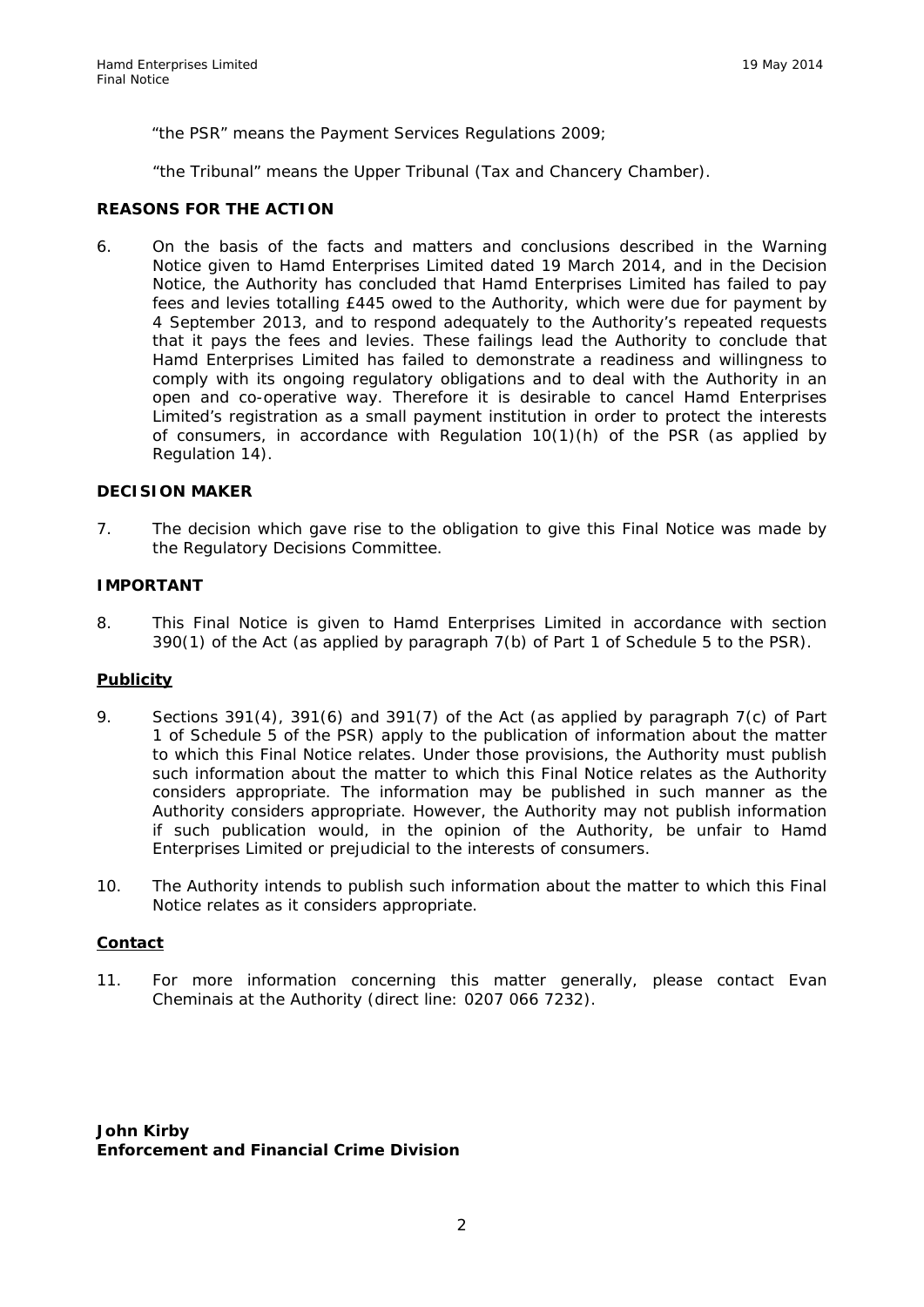"the PSR" means the Payment Services Regulations 2009;

"the Tribunal" means the Upper Tribunal (Tax and Chancery Chamber).

**REASONS FOR THE ACTION**

6. On the basis of the facts and matters and conclusions described in the Warning Notice given to Hamd Enterprises Limited dated 19 March 2014, and in the Decision Notice, the Authority has concluded that Hamd Enterprises Limited has failed to pay fees and levies totalling £445 owed to the Authority, which were due for payment by 4 September 2013, and to respond adequately to the Authority's repeated requests that it pays the fees and levies. These failings lead the Authority to conclude that Hamd Enterprises Limited has failed to demonstrate a readiness and willingness to comply with its ongoing regulatory obligations and to deal with the Authority in an open and co-operative way. Therefore it is desirable to cancel Hamd Enterprises Limited's registration as a small payment institution in order to protect the interests of consumers, in accordance with Regulation 10(1)(h) of the PSR (as applied by Regulation 14).

**DECISION MAKER**

7. The decision which gave rise to the obligation to give this Final Notice was made by the Regulatory Decisions Committee.

**IMPORTANT**

8. This Final Notice is given to Hamd Enterprises Limited in accordance with section 390(1) of the Act (as applied by paragraph 7(b) of Part 1 of Schedule 5 to the PSR).

**Publicity**

9. Sections 391(4), 391(6) and 391(7) of the Act (as applied by paragraph 7(c) of Part 1 of Schedule 5 of the PSR) apply to the publication of information about the matter to which this Final Notice relates. Under those provisions, the Authority must publish such information about the matter to which this Final Notice relates as the Authority considers appropriate. The information may be published in such manner as the Authority considers appropriate. However, the Authority may not publish information if such publication would, in the opinion of the Authority, be unfair to Hamd Enterprises Limited or prejudicial to the interests of consumers.

10. The Authority intends to publish such information about the matter to which this Final Notice relates as it considers appropriate.

**Contact**

11. For more information concerning this matter generally, please contact Evan Cheminais at the Authority (direct line: 0207 066 7232).

**John Kirby**
**Enforcement and Financial Crime Division**